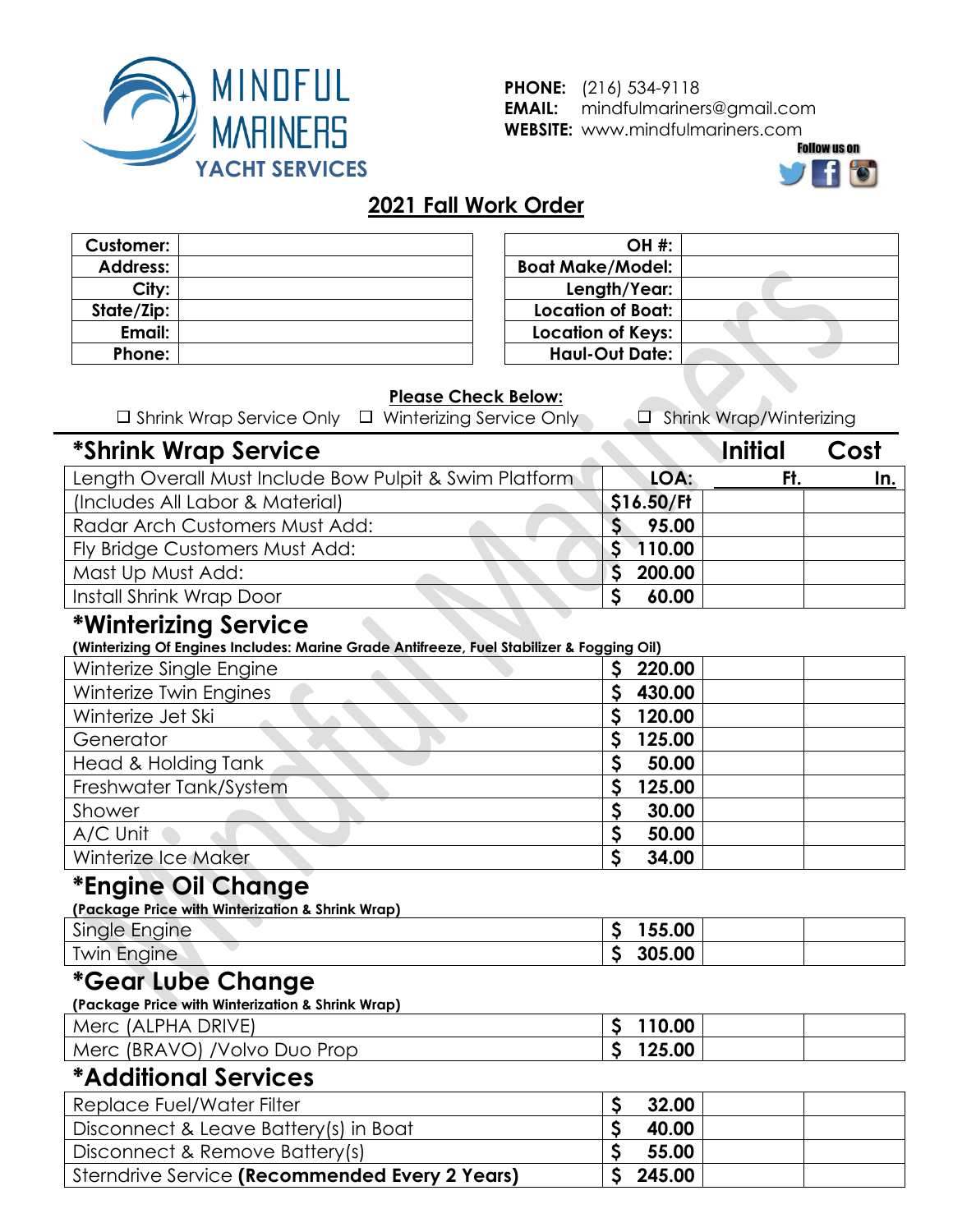MINDFUL MARINERS YACHT SERVICES

**PHONE:** (216) 534-9118
**EMAIL:** mindfulmariners@gmail.com
**WEBSITE:** www.mindfulmariners.com
Follow us on

## 2021 Fall Work Order

| Customer: | |
|---:|---|
| Address: | |
| City: | |
| State/Zip: | |
| Email: | |
| Phone: | |

| OH #: | |
|---:|---|
| Boat Make/Model: | |
| Length/Year: | |
| Location of Boat: | |
| Location of Keys: | |
| Haul-Out Date: | |

**Please Check Below:**

☐ Shrink Wrap Service Only ☐ Winterizing Service Only ☐ Shrink Wrap/Winterizing

## *Shrink Wrap Service

| | | Initial | Cost |
|---|---|---|---|
| Length Overall Must Include Bow Pulpit & Swim Platform | **LOA:** | **Ft.** | **In.** |
| (Includes All Labor & Material) | **$16.50/Ft** | | |
| Radar Arch Customers Must Add: | **$ 95.00** | | |
| Fly Bridge Customers Must Add: | **$ 110.00** | | |
| Mast Up Must Add: | **$ 200.00** | | |
| Install Shrink Wrap Door | **$ 60.00** | | |

## *Winterizing Service

**(Winterizing Of Engines Includes: Marine Grade Antifreeze, Fuel Stabilizer & Fogging Oil)**

| | | Initial | Cost |
|---|---|---|---|
| Winterize Single Engine | **$ 220.00** | | |
| Winterize Twin Engines | **$ 430.00** | | |
| Winterize Jet Ski | **$ 120.00** | | |
| Generator | **$ 125.00** | | |
| Head & Holding Tank | **$ 50.00** | | |
| Freshwater Tank/System | **$ 125.00** | | |
| Shower | **$ 30.00** | | |
| A/C Unit | **$ 50.00** | | |
| Winterize Ice Maker | **$ 34.00** | | |

## *Engine Oil Change

**(Package Price with Winterization & Shrink Wrap)**

| | | Initial | Cost |
|---|---|---|---|
| Single Engine | **$ 155.00** | | |
| Twin Engine | **$ 305.00** | | |

## *Gear Lube Change

**(Package Price with Winterization & Shrink Wrap)**

| | | Initial | Cost |
|---|---|---|---|
| Merc (ALPHA DRIVE) | **$ 110.00** | | |
| Merc (BRAVO) /Volvo Duo Prop | **$ 125.00** | | |

## *Additional Services

| | | Initial | Cost |
|---|---|---|---|
| Replace Fuel/Water Filter | **$ 32.00** | | |
| Disconnect & Leave Battery(s) in Boat | **$ 40.00** | | |
| Disconnect & Remove Battery(s) | **$ 55.00** | | |
| Sterndrive Service **(Recommended Every 2 Years)** | **$ 245.00** | | |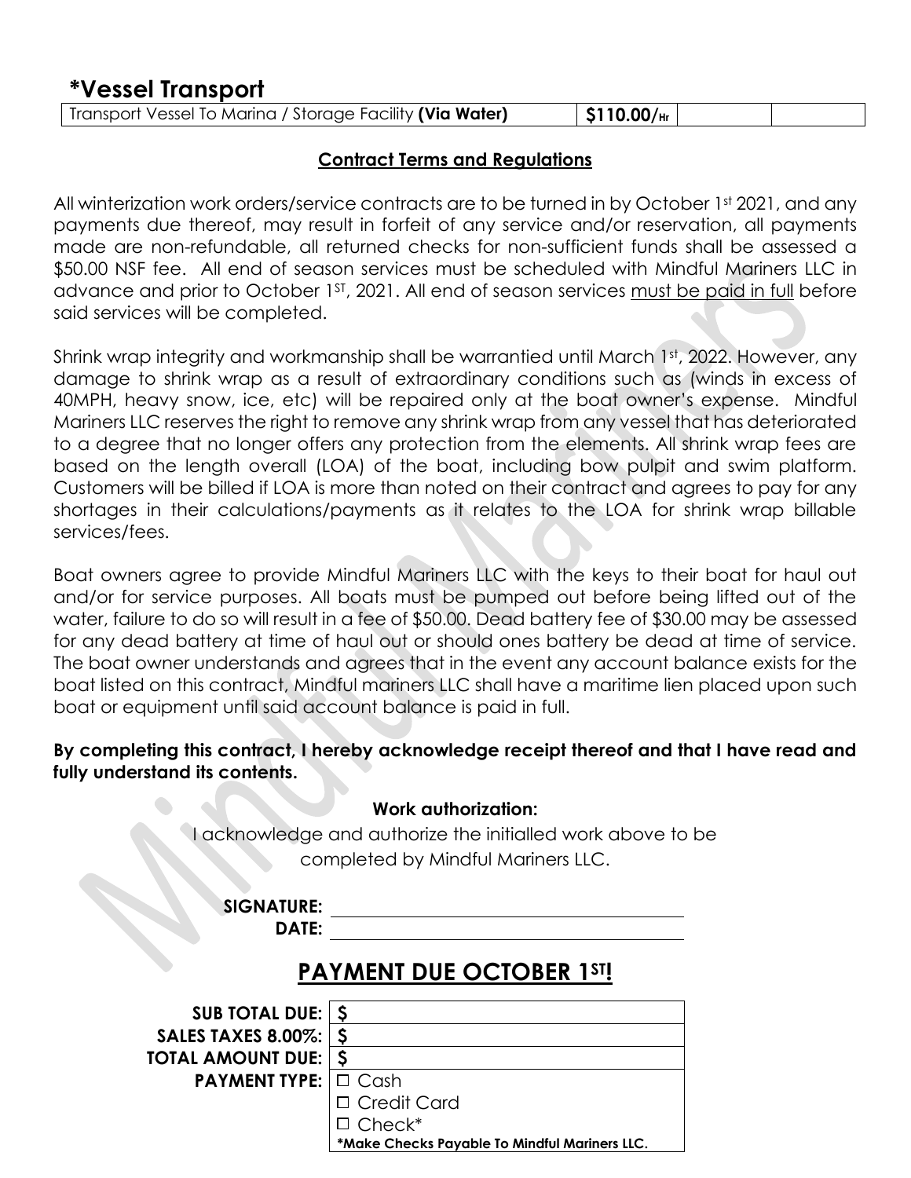## *Vessel Transport

| Transport Vessel To Marina / Storage Facility **(Via Water)** | **$110.00/Hr** | | |
|---|---|---|---|

### Contract Terms and Regulations

All winterization work orders/service contracts are to be turned in by October 1st 2021, and any payments due thereof, may result in forfeit of any service and/or reservation, all payments made are non-refundable, all returned checks for non-sufficient funds shall be assessed a $50.00 NSF fee. All end of season services must be scheduled with Mindful Mariners LLC in advance and prior to October 1ST, 2021. All end of season services must be paid in full before said services will be completed.

Shrink wrap integrity and workmanship shall be warrantied until March 1st, 2022. However, any damage to shrink wrap as a result of extraordinary conditions such as (winds in excess of 40MPH, heavy snow, ice, etc) will be repaired only at the boat owner's expense. Mindful Mariners LLC reserves the right to remove any shrink wrap from any vessel that has deteriorated to a degree that no longer offers any protection from the elements. All shrink wrap fees are based on the length overall (LOA) of the boat, including bow pulpit and swim platform. Customers will be billed if LOA is more than noted on their contract and agrees to pay for any shortages in their calculations/payments as it relates to the LOA for shrink wrap billable services/fees.

Boat owners agree to provide Mindful Mariners LLC with the keys to their boat for haul out and/or for service purposes. All boats must be pumped out before being lifted out of the water, failure to do so will result in a fee of $50.00. Dead battery fee of $30.00 may be assessed for any dead battery at time of haul out or should ones battery be dead at time of service. The boat owner understands and agrees that in the event any account balance exists for the boat listed on this contract, Mindful mariners LLC shall have a maritime lien placed upon such boat or equipment until said account balance is paid in full.

**By completing this contract, I hereby acknowledge receipt thereof and that I have read and fully understand its contents.**

**Work authorization:**

I acknowledge and authorize the initialled work above to be completed by Mindful Mariners LLC.

**SIGNATURE:** ____________________

**DATE:** ____________________

## PAYMENT DUE OCTOBER 1ST!

| | |
|---|---|
| **SUB TOTAL DUE:** | $ |
| **SALES TAXES 8.00%:** | $ |
| **TOTAL AMOUNT DUE:** | $ |
| **PAYMENT TYPE:** | ☐ Cash |
| | ☐ Credit Card |
| | ☐ Check* |
| | ***Make Checks Payable To Mindful Mariners LLC.** |